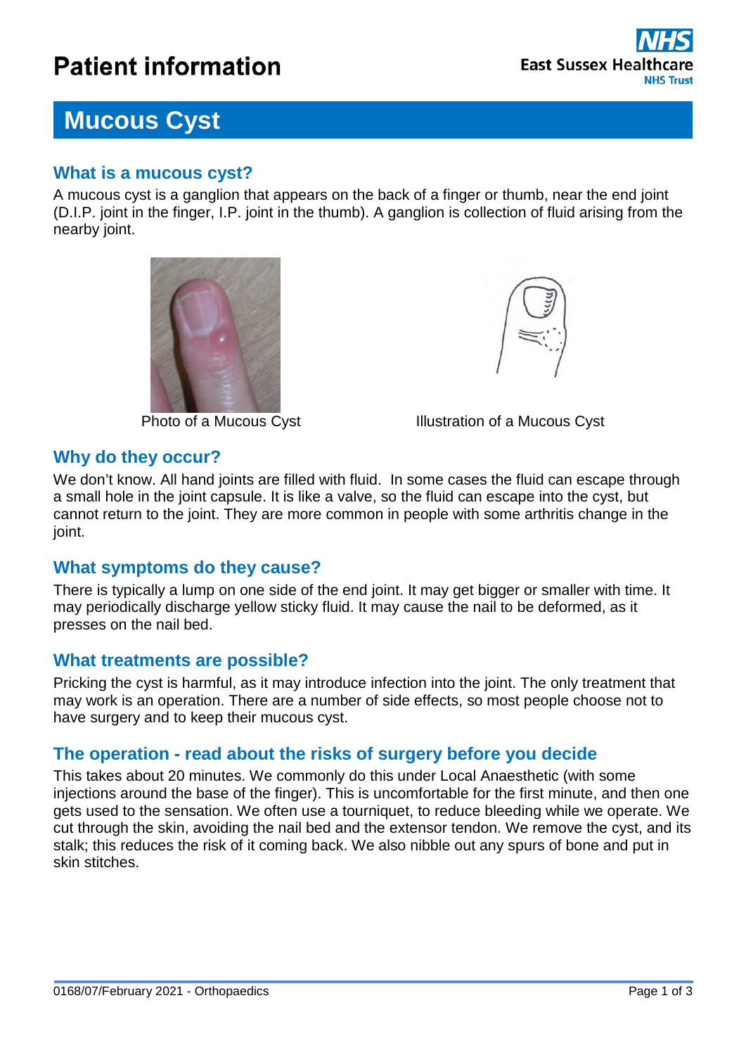# Patient information

# Mucous Cyst

## What is a mucous cyst?

A mucous cyst is a ganglion that appears on the back of a finger or thumb, near the end joint (D.I.P. joint in the finger, I.P. joint in the thumb). A ganglion is collection of fluid arising from the nearby joint.

Photo of a Mucous Cyst

Illustration of a Mucous Cyst

## Why do they occur?

We don't know. All hand joints are filled with fluid. In some cases the fluid can escape through a small hole in the joint capsule. It is like a valve, so the fluid can escape into the cyst, but cannot return to the joint. They are more common in people with some arthritis change in the joint.

## What symptoms do they cause?

There is typically a lump on one side of the end joint. It may get bigger or smaller with time. It may periodically discharge yellow sticky fluid. It may cause the nail to be deformed, as it presses on the nail bed.

## What treatments are possible?

Pricking the cyst is harmful, as it may introduce infection into the joint. The only treatment that may work is an operation. There are a number of side effects, so most people choose not to have surgery and to keep their mucous cyst.

## The operation - read about the risks of surgery before you decide

This takes about 20 minutes. We commonly do this under Local Anaesthetic (with some injections around the base of the finger). This is uncomfortable for the first minute, and then one gets used to the sensation. We often use a tourniquet, to reduce bleeding while we operate. We cut through the skin, avoiding the nail bed and the extensor tendon. We remove the cyst, and its stalk; this reduces the risk of it coming back. We also nibble out any spurs of bone and put in skin stitches.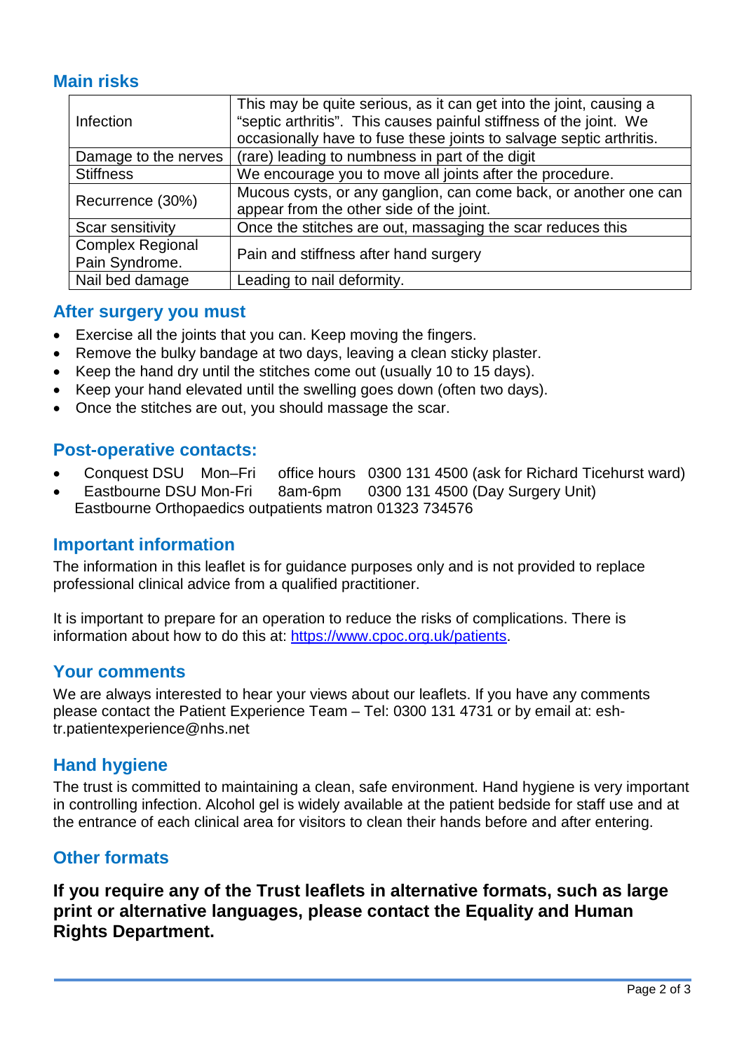## Main risks

| | |
|---|---|
| Infection | This may be quite serious, as it can get into the joint, causing a "septic arthritis". This causes painful stiffness of the joint. We occasionally have to fuse these joints to salvage septic arthritis. |
| Damage to the nerves | (rare) leading to numbness in part of the digit |
| Stiffness | We encourage you to move all joints after the procedure. |
| Recurrence (30%) | Mucous cysts, or any ganglion, can come back, or another one can appear from the other side of the joint. |
| Scar sensitivity | Once the stitches are out, massaging the scar reduces this |
| Complex Regional Pain Syndrome. | Pain and stiffness after hand surgery |
| Nail bed damage | Leading to nail deformity. |

## After surgery you must

- Exercise all the joints that you can. Keep moving the fingers.
- Remove the bulky bandage at two days, leaving a clean sticky plaster.
- Keep the hand dry until the stitches come out (usually 10 to 15 days).
- Keep your hand elevated until the swelling goes down (often two days).
- Once the stitches are out, you should massage the scar.

## Post-operative contacts:

- Conquest DSU Mon–Fri office hours 0300 131 4500 (ask for Richard Ticehurst ward)
- Eastbourne DSU Mon-Fri 8am-6pm 0300 131 4500 (Day Surgery Unit)

Eastbourne Orthopaedics outpatients matron 01323 734576

## Important information

The information in this leaflet is for guidance purposes only and is not provided to replace professional clinical advice from a qualified practitioner.

It is important to prepare for an operation to reduce the risks of complications. There is information about how to do this at: https://www.cpoc.org.uk/patients.

## Your comments

We are always interested to hear your views about our leaflets. If you have any comments please contact the Patient Experience Team – Tel: 0300 131 4731 or by email at: esh-tr.patientexperience@nhs.net

## Hand hygiene

The trust is committed to maintaining a clean, safe environment. Hand hygiene is very important in controlling infection. Alcohol gel is widely available at the patient bedside for staff use and at the entrance of each clinical area for visitors to clean their hands before and after entering.

## Other formats

**If you require any of the Trust leaflets in alternative formats, such as large print or alternative languages, please contact the Equality and Human Rights Department.**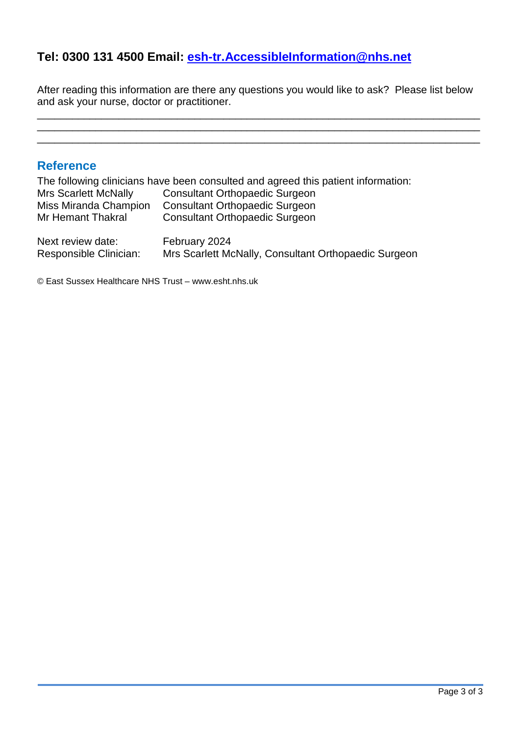**Tel: 0300 131 4500 Email: [esh-tr.AccessibleInformation@nhs.net](mailto:esh-tr.AccessibleInformation@nhs.net)**

After reading this information are there any questions you would like to ask? Please list below and ask your nurse, doctor or practitioner.

_____________________________________________________________________________
_____________________________________________________________________________
_____________________________________________________________________________

## Reference

The following clinicians have been consulted and agreed this patient information:

| | |
|---|---|
| Mrs Scarlett McNally | Consultant Orthopaedic Surgeon |
| Miss Miranda Champion | Consultant Orthopaedic Surgeon |
| Mr Hemant Thakral | Consultant Orthopaedic Surgeon |

| | |
|---|---|
| Next review date: | February 2024 |
| Responsible Clinician: | Mrs Scarlett McNally, Consultant Orthopaedic Surgeon |

© East Sussex Healthcare NHS Trust – www.esht.nhs.uk